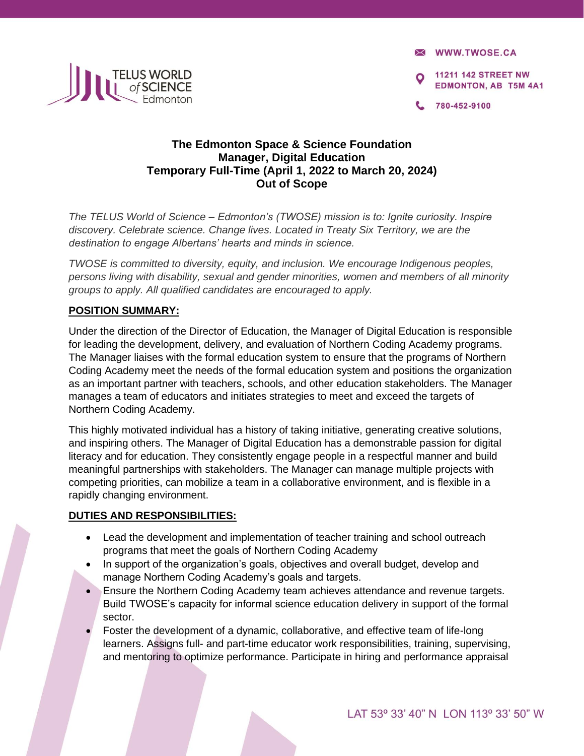WWW.TWOSE.CA

11211 142 STREET NW
EDMONTON, AB T5M 4A1

780-452-9100

# The Edmonton Space & Science Foundation
## Manager, Digital Education
## Temporary Full-Time (April 1, 2022 to March 20, 2024)
## Out of Scope

*The TELUS World of Science – Edmonton's (TWOSE) mission is to: Ignite curiosity. Inspire discovery. Celebrate science. Change lives. Located in Treaty Six Territory, we are the destination to engage Albertans' hearts and minds in science.*

*TWOSE is committed to diversity, equity, and inclusion. We encourage Indigenous peoples, persons living with disability, sexual and gender minorities, women and members of all minority groups to apply. All qualified candidates are encouraged to apply.*

**POSITION SUMMARY:**

Under the direction of the Director of Education, the Manager of Digital Education is responsible for leading the development, delivery, and evaluation of Northern Coding Academy programs. The Manager liaises with the formal education system to ensure that the programs of Northern Coding Academy meet the needs of the formal education system and positions the organization as an important partner with teachers, schools, and other education stakeholders. The Manager manages a team of educators and initiates strategies to meet and exceed the targets of Northern Coding Academy.

This highly motivated individual has a history of taking initiative, generating creative solutions, and inspiring others. The Manager of Digital Education has a demonstrable passion for digital literacy and for education. They consistently engage people in a respectful manner and build meaningful partnerships with stakeholders. The Manager can manage multiple projects with competing priorities, can mobilize a team in a collaborative environment, and is flexible in a rapidly changing environment.

**DUTIES AND RESPONSIBILITIES:**

- Lead the development and implementation of teacher training and school outreach programs that meet the goals of Northern Coding Academy
- In support of the organization's goals, objectives and overall budget, develop and manage Northern Coding Academy's goals and targets.
- Ensure the Northern Coding Academy team achieves attendance and revenue targets. Build TWOSE's capacity for informal science education delivery in support of the formal sector.
- Foster the development of a dynamic, collaborative, and effective team of life-long learners. Assigns full- and part-time educator work responsibilities, training, supervising, and mentoring to optimize performance. Participate in hiring and performance appraisal

LAT 53º 33' 40" N LON 113º 33' 50" W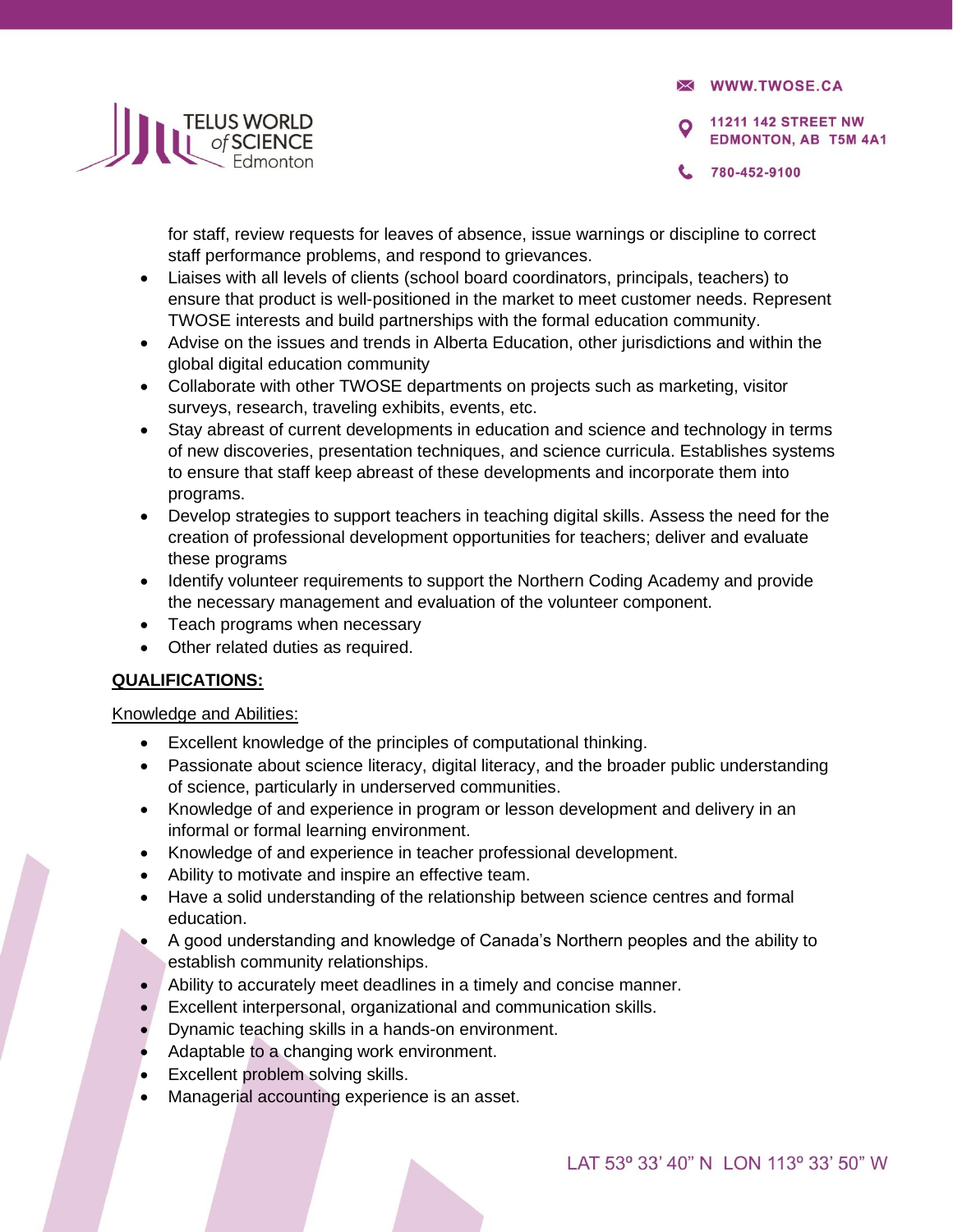for staff, review requests for leaves of absence, issue warnings or discipline to correct staff performance problems, and respond to grievances.

- Liaises with all levels of clients (school board coordinators, principals, teachers) to ensure that product is well-positioned in the market to meet customer needs. Represent TWOSE interests and build partnerships with the formal education community.
- Advise on the issues and trends in Alberta Education, other jurisdictions and within the global digital education community
- Collaborate with other TWOSE departments on projects such as marketing, visitor surveys, research, traveling exhibits, events, etc.
- Stay abreast of current developments in education and science and technology in terms of new discoveries, presentation techniques, and science curricula. Establishes systems to ensure that staff keep abreast of these developments and incorporate them into programs.
- Develop strategies to support teachers in teaching digital skills. Assess the need for the creation of professional development opportunities for teachers; deliver and evaluate these programs
- Identify volunteer requirements to support the Northern Coding Academy and provide the necessary management and evaluation of the volunteer component.
- Teach programs when necessary
- Other related duties as required.

**QUALIFICATIONS:**

Knowledge and Abilities:

- Excellent knowledge of the principles of computational thinking.
- Passionate about science literacy, digital literacy, and the broader public understanding of science, particularly in underserved communities.
- Knowledge of and experience in program or lesson development and delivery in an informal or formal learning environment.
- Knowledge of and experience in teacher professional development.
- Ability to motivate and inspire an effective team.
- Have a solid understanding of the relationship between science centres and formal education.
- A good understanding and knowledge of Canada's Northern peoples and the ability to establish community relationships.
- Ability to accurately meet deadlines in a timely and concise manner.
- Excellent interpersonal, organizational and communication skills.
- Dynamic teaching skills in a hands-on environment.
- Adaptable to a changing work environment.
- Excellent problem solving skills.
- Managerial accounting experience is an asset.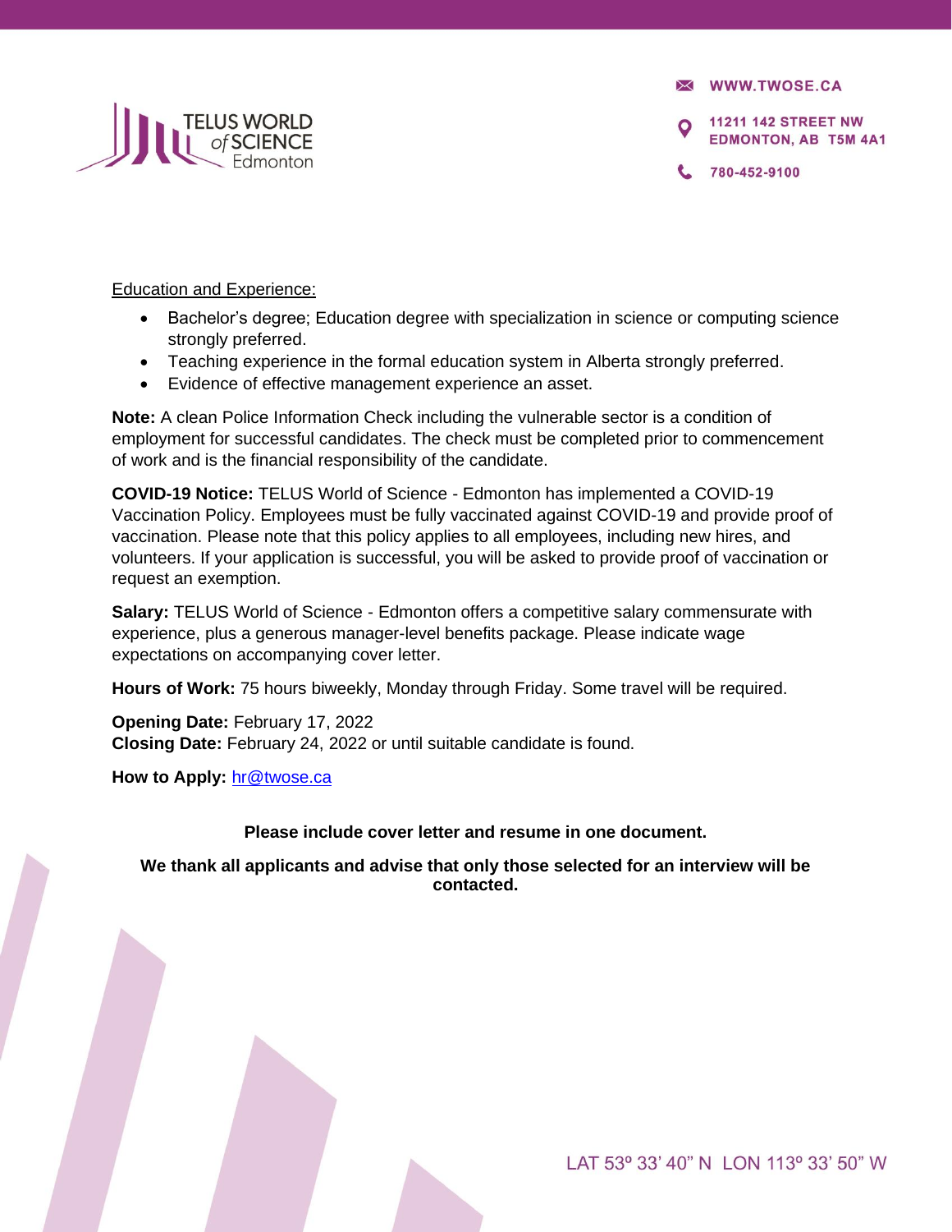Education and Experience:

- Bachelor's degree; Education degree with specialization in science or computing science strongly preferred.
- Teaching experience in the formal education system in Alberta strongly preferred.
- Evidence of effective management experience an asset.

**Note:** A clean Police Information Check including the vulnerable sector is a condition of employment for successful candidates. The check must be completed prior to commencement of work and is the financial responsibility of the candidate.

**COVID-19 Notice:** TELUS World of Science - Edmonton has implemented a COVID-19 Vaccination Policy. Employees must be fully vaccinated against COVID-19 and provide proof of vaccination. Please note that this policy applies to all employees, including new hires, and volunteers. If your application is successful, you will be asked to provide proof of vaccination or request an exemption.

**Salary:** TELUS World of Science - Edmonton offers a competitive salary commensurate with experience, plus a generous manager-level benefits package. Please indicate wage expectations on accompanying cover letter.

**Hours of Work:** 75 hours biweekly, Monday through Friday. Some travel will be required.

**Opening Date:** February 17, 2022
**Closing Date:** February 24, 2022 or until suitable candidate is found.

**How to Apply:** hr@twose.ca

**Please include cover letter and resume in one document.**

**We thank all applicants and advise that only those selected for an interview will be contacted.**